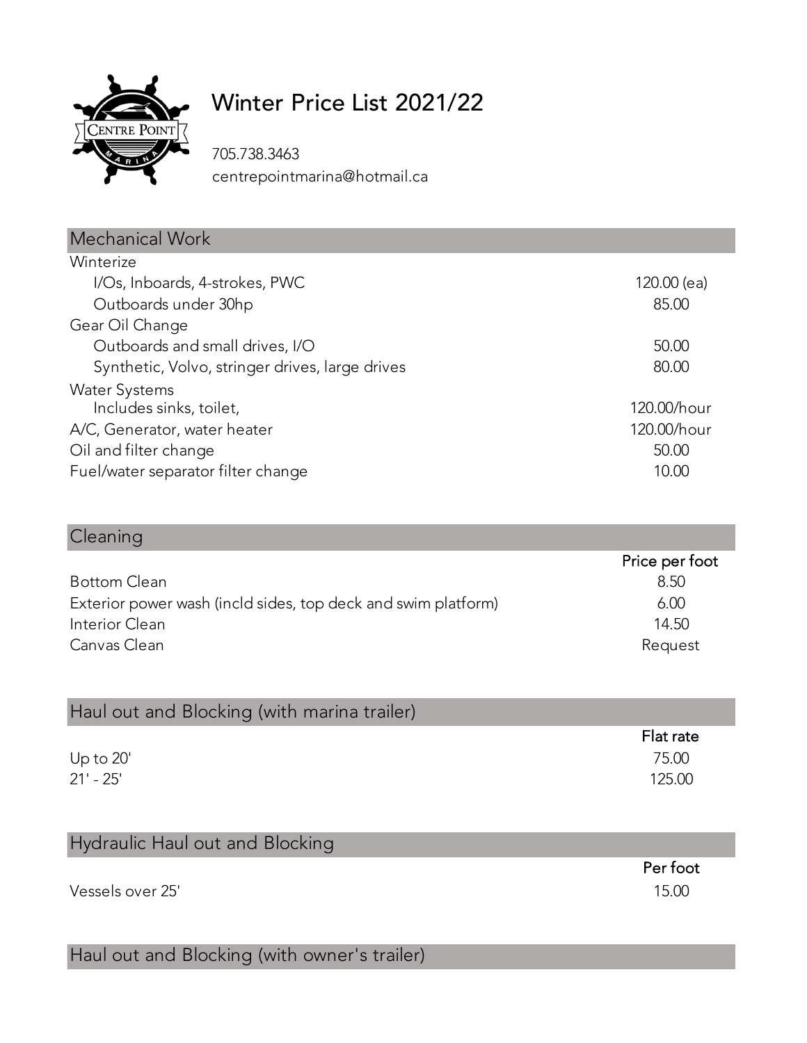# Winter Price List 2021/22

705.738.3463
centrepointmarina@hotmail.ca

## Mechanical Work

| Mechanical Work | |
|---|---|
| Winterize | |
| I/Os, Inboards, 4-strokes, PWC | 120.00 (ea) |
| Outboards under 30hp | 85.00 |
| Gear Oil Change | |
| Outboards and small drives, I/O | 50.00 |
| Synthetic, Volvo, stringer drives, large drives | 80.00 |
| Water Systems | |
| Includes sinks, toilet, | 120.00/hour |
| A/C, Generator, water heater | 120.00/hour |
| Oil and filter change | 50.00 |
| Fuel/water separator filter change | 10.00 |

## Cleaning

| | Price per foot |
|---|---|
| Bottom Clean | 8.50 |
| Exterior power wash (incld sides, top deck and swim platform) | 6.00 |
| Interior Clean | 14.50 |
| Canvas Clean | Request |

## Haul out and Blocking (with marina trailer)

| | Flat rate |
|---|---|
| Up to 20' | 75.00 |
| 21' - 25' | 125.00 |

## Hydraulic Haul out and Blocking

| | Per foot |
|---|---|
| Vessels over 25' | 15.00 |

## Haul out and Blocking (with owner's trailer)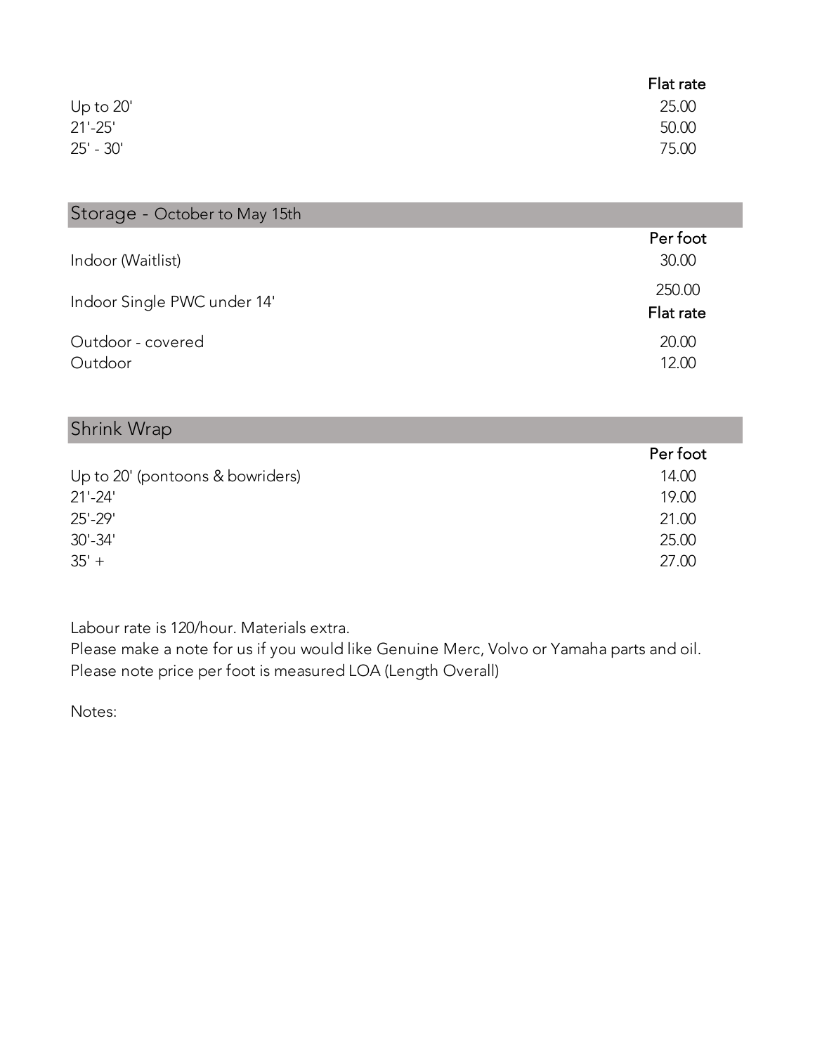| | Flat rate |
|---|---|
| Up to 20' | 25.00 |
| 21'-25' | 50.00 |
| 25' - 30' | 75.00 |

## Storage - October to May 15th

| | Per foot |
|---|---|
| Indoor (Waitlist) | 30.00 |
| Indoor Single PWC under 14' | 250.00 Flat rate |
| Outdoor - covered | 20.00 |
| Outdoor | 12.00 |

## Shrink Wrap

| | Per foot |
|---|---|
| Up to 20' (pontoons & bowriders) | 14.00 |
| 21'-24' | 19.00 |
| 25'-29' | 21.00 |
| 30'-34' | 25.00 |
| 35' + | 27.00 |

Labour rate is 120/hour. Materials extra.
Please make a note for us if you would like Genuine Merc, Volvo or Yamaha parts and oil.
Please note price per foot is measured LOA (Length Overall)

Notes: